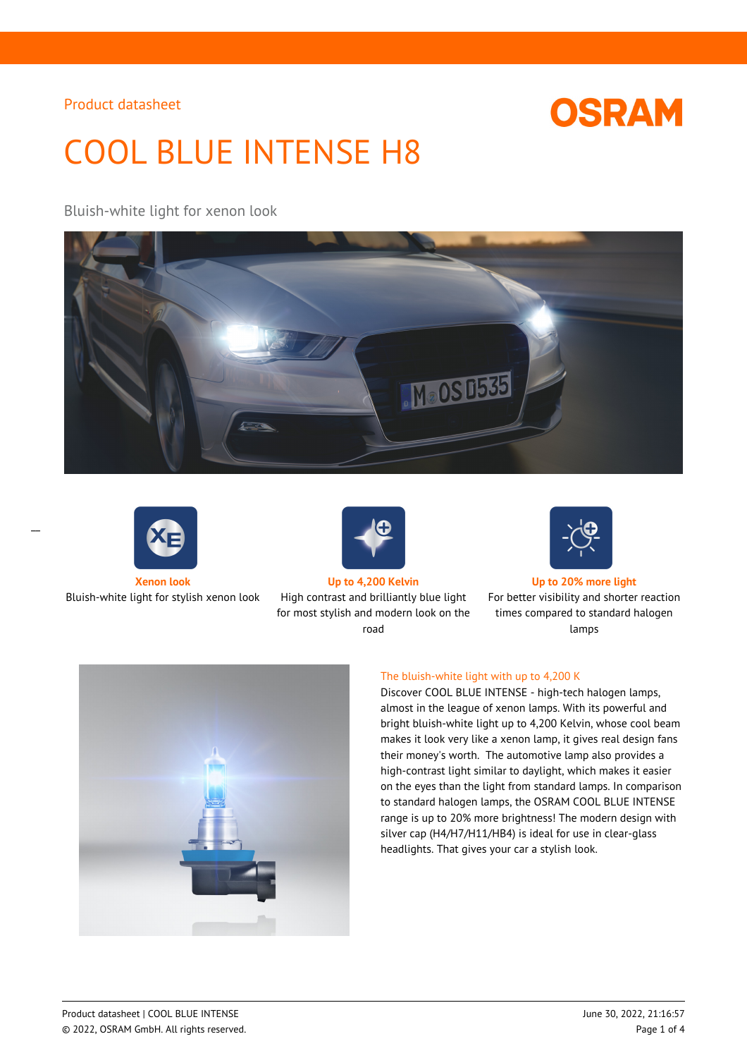Product datasheet

# COOL BLUE INTENSE H8

Bluish-white light for xenon look

**Xenon look**
Bluish-white light for stylish xenon look

**Up to 4,200 Kelvin**
High contrast and brilliantly blue light for most stylish and modern look on the road

**Up to 20% more light**
For better visibility and shorter reaction times compared to standard halogen lamps

## The bluish-white light with up to 4,200 K

Discover COOL BLUE INTENSE - high-tech halogen lamps, almost in the league of xenon lamps. With its powerful and bright bluish-white light up to 4,200 Kelvin, whose cool beam makes it look very like a xenon lamp, it gives real design fans their money's worth. The automotive lamp also provides a high-contrast light similar to daylight, which makes it easier on the eyes than the light from standard lamps. In comparison to standard halogen lamps, the OSRAM COOL BLUE INTENSE range is up to 20% more brightness! The modern design with silver cap (H4/H7/H11/HB4) is ideal for use in clear-glass headlights. That gives your car a stylish look.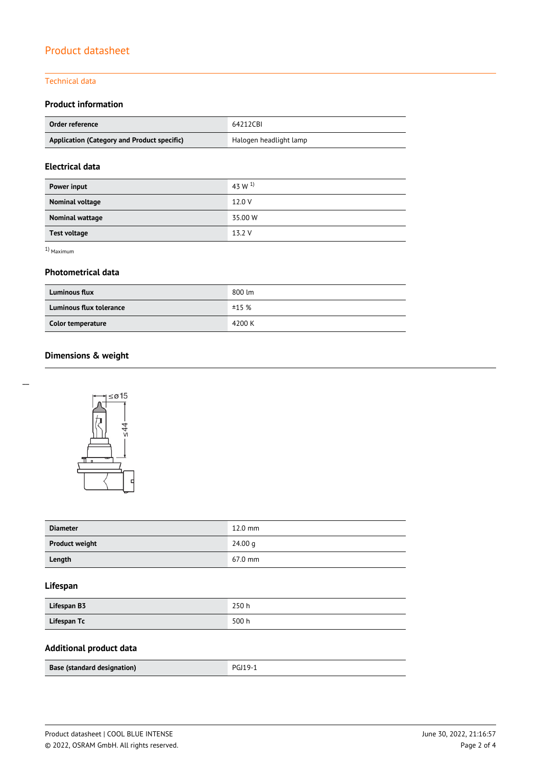# Product datasheet

## Technical data

### Product information

| Order reference | 64212CBI |
|---|---|
| Application (Category and Product specific) | Halogen headlight lamp |

### Electrical data

| Power input | 43 W [1] |
|---|---|
| Nominal voltage | 12.0 V |
| Nominal wattage | 35.00 W |
| Test voltage | 13.2 V |

[1] Maximum

### Photometrical data

| Luminous flux | 800 lm |
|---|---|
| Luminous flux tolerance | ±15 % |
| Color temperature | 4200 K |

### Dimensions & weight

| Diameter | 12.0 mm |
|---|---|
| Product weight | 24.00 g |
| Length | 67.0 mm |

### Lifespan

| Lifespan B3 | 250 h |
|---|---|
| Lifespan Tc | 500 h |

### Additional product data

| Base (standard designation) | PGJ19-1 |
|---|---|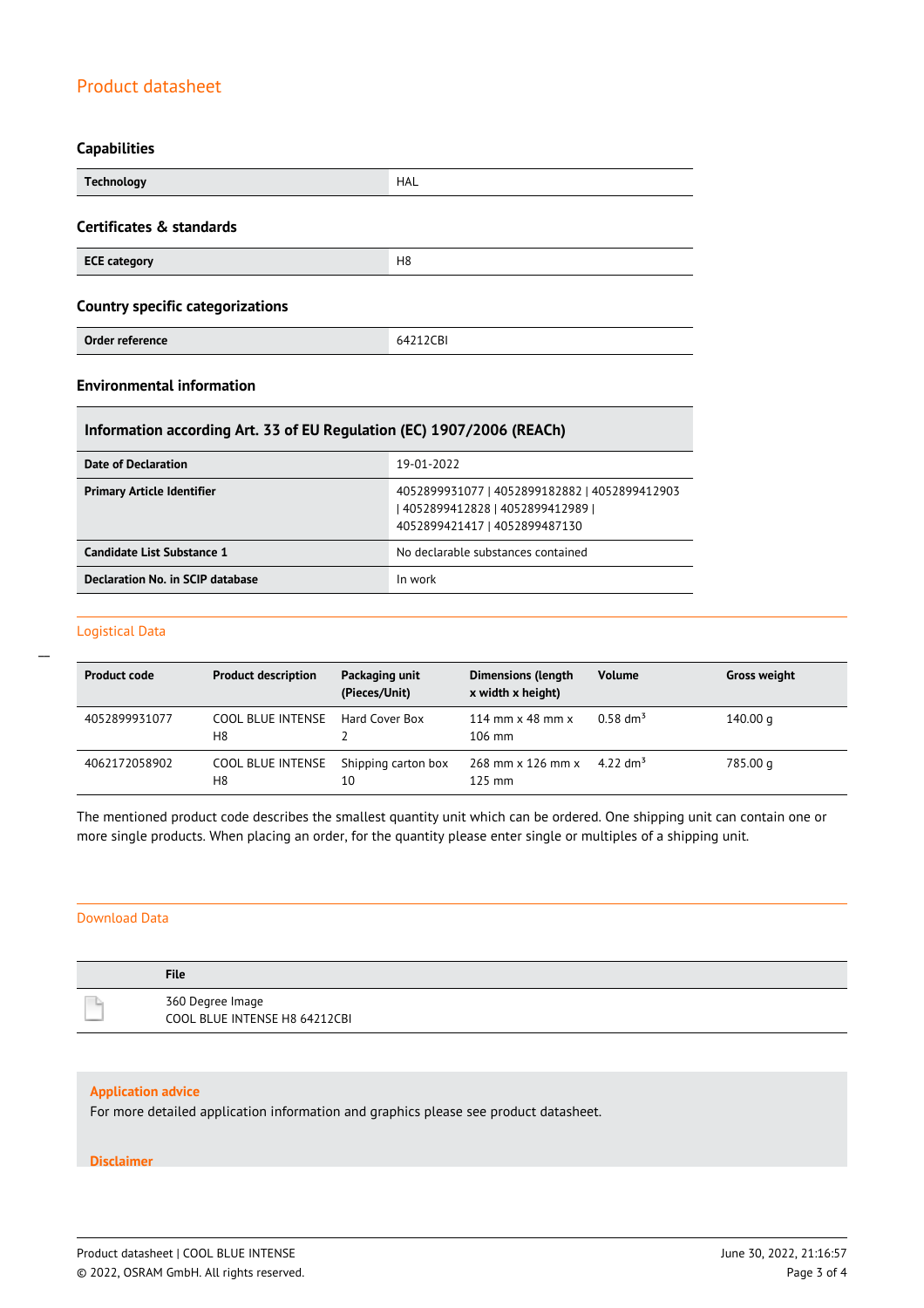# Product datasheet

## Capabilities

| Technology | HAL |
| --- | --- |

## Certificates & standards

| ECE category | H8 |
| --- | --- |

## Country specific categorizations

| Order reference | 64212CBI |
| --- | --- |

## Environmental information

| Information according Art. 33 of EU Regulation (EC) 1907/2006 (REACh) | |
| --- | --- |
| Date of Declaration | 19-01-2022 |
| Primary Article Identifier | 4052899931077 \| 4052899182882 \| 4052899412903 \| 4052899412828 \| 4052899412989 \| 4052899421417 \| 4052899487130 |
| Candidate List Substance 1 | No declarable substances contained |
| Declaration No. in SCIP database | In work |

## Logistical Data

| Product code | Product description | Packaging unit (Pieces/Unit) | Dimensions (length x width x height) | Volume | Gross weight |
| --- | --- | --- | --- | --- | --- |
| 4052899931077 | COOL BLUE INTENSE H8 | Hard Cover Box 2 | 114 mm x 48 mm x 106 mm | 0.58 dm³ | 140.00 g |
| 4062172058902 | COOL BLUE INTENSE H8 | Shipping carton box 10 | 268 mm x 126 mm x 125 mm | 4.22 dm³ | 785.00 g |

The mentioned product code describes the smallest quantity unit which can be ordered. One shipping unit can contain one or more single products. When placing an order, for the quantity please enter single or multiples of a shipping unit.

## Download Data

| | File |
| --- | --- |
| | 360 Degree Image<br>COOL BLUE INTENSE H8 64212CBI |

**Application advice**

For more detailed application information and graphics please see product datasheet.

**Disclaimer**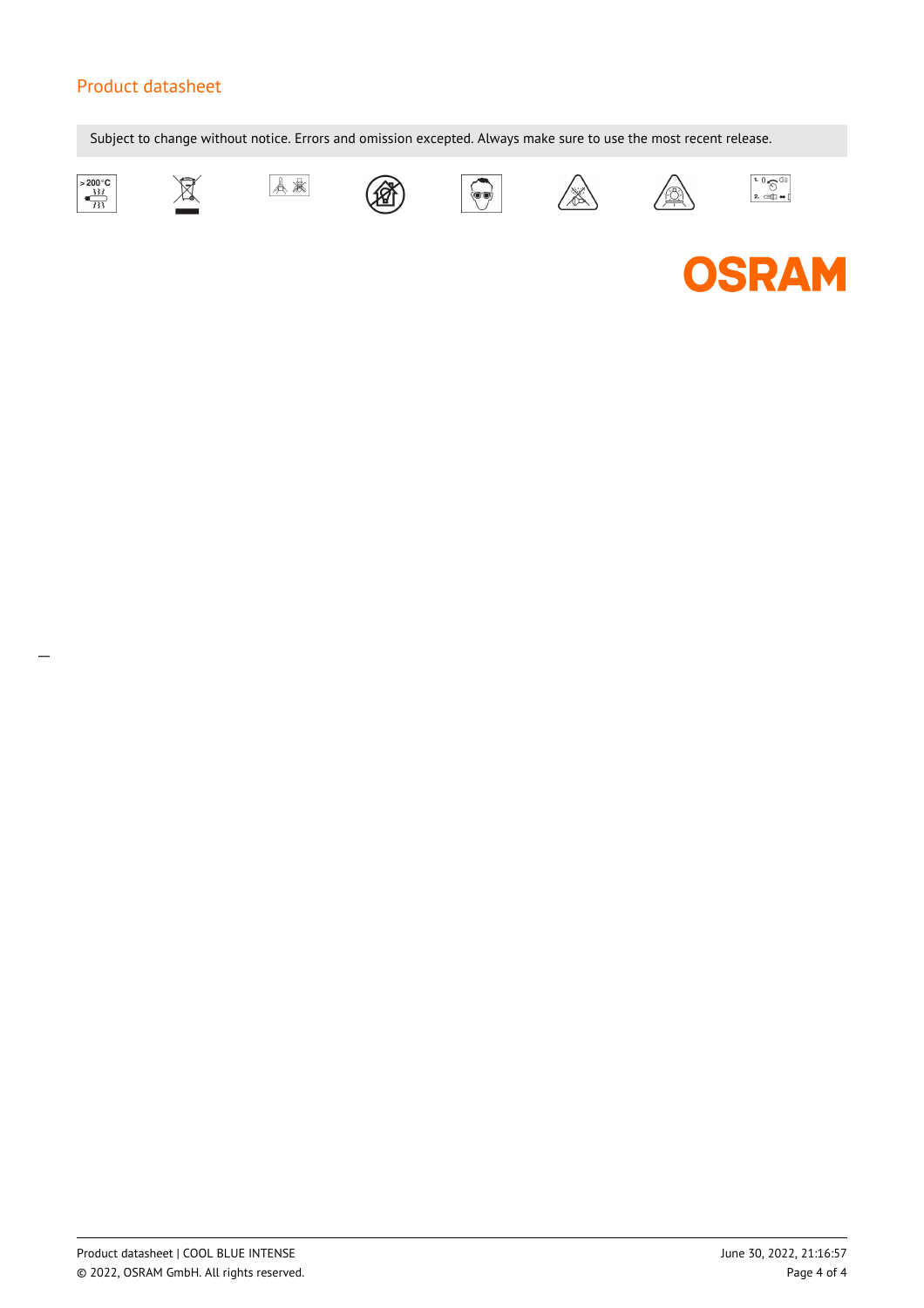Subject to change without notice. Errors and omission excepted. Always make sure to use the most recent release.